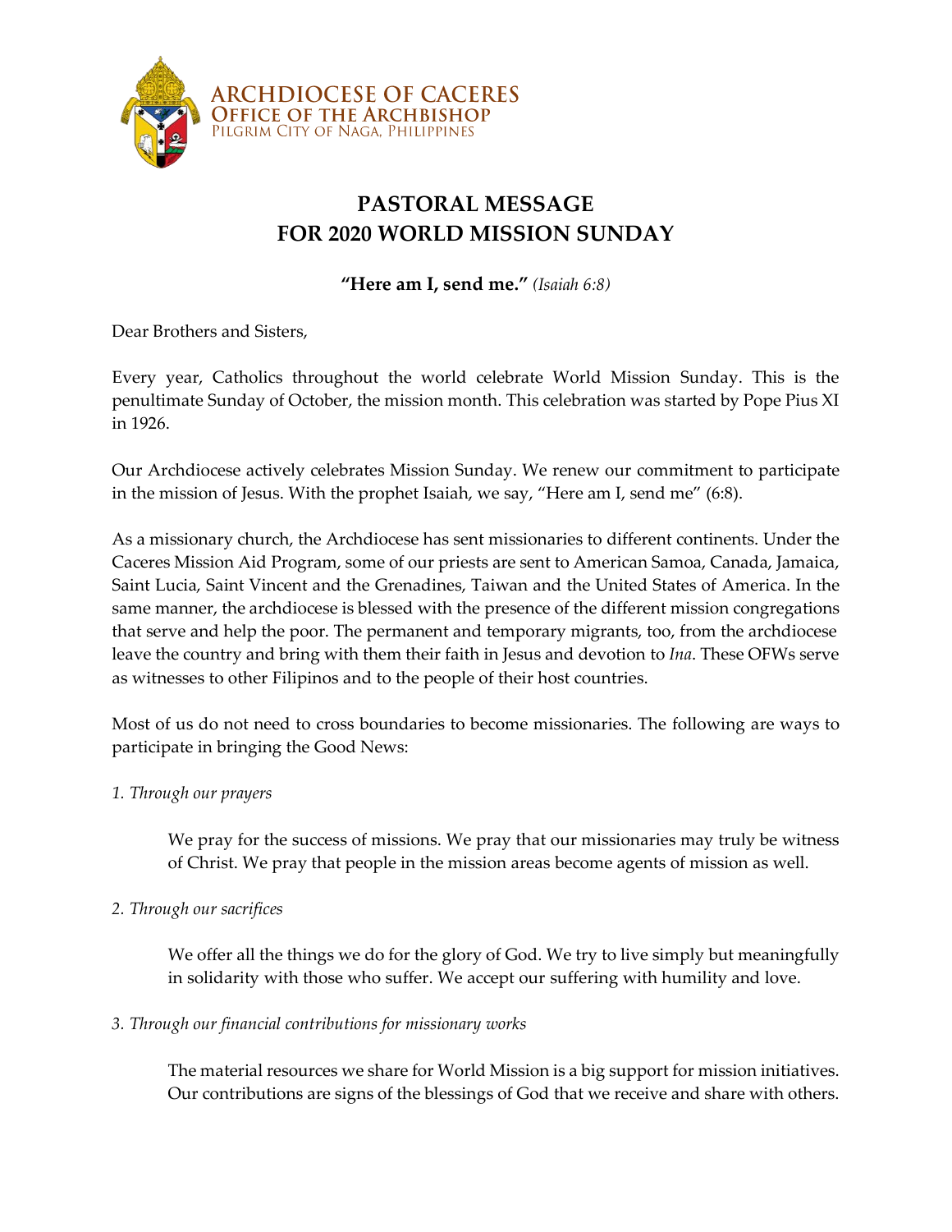**ARCHDIOCESE OF CACERES**
**OFFICE OF THE ARCHBISHOP**
PILGRIM CITY OF NAGA, PHILIPPINES

# PASTORAL MESSAGE FOR 2020 WORLD MISSION SUNDAY

**"Here am I, send me."** *(Isaiah 6:8)*

Dear Brothers and Sisters,

Every year, Catholics throughout the world celebrate World Mission Sunday. This is the penultimate Sunday of October, the mission month. This celebration was started by Pope Pius XI in 1926.

Our Archdiocese actively celebrates Mission Sunday. We renew our commitment to participate in the mission of Jesus. With the prophet Isaiah, we say, "Here am I, send me" (6:8).

As a missionary church, the Archdiocese has sent missionaries to different continents. Under the Caceres Mission Aid Program, some of our priests are sent to American Samoa, Canada, Jamaica, Saint Lucia, Saint Vincent and the Grenadines, Taiwan and the United States of America. In the same manner, the archdiocese is blessed with the presence of the different mission congregations that serve and help the poor. The permanent and temporary migrants, too, from the archdiocese leave the country and bring with them their faith in Jesus and devotion to *Ina*. These OFWs serve as witnesses to other Filipinos and to the people of their host countries.

Most of us do not need to cross boundaries to become missionaries. The following are ways to participate in bringing the Good News:

*1. Through our prayers*

> We pray for the success of missions. We pray that our missionaries may truly be witness of Christ. We pray that people in the mission areas become agents of mission as well.

*2. Through our sacrifices*

> We offer all the things we do for the glory of God. We try to live simply but meaningfully in solidarity with those who suffer. We accept our suffering with humility and love.

*3. Through our financial contributions for missionary works*

> The material resources we share for World Mission is a big support for mission initiatives. Our contributions are signs of the blessings of God that we receive and share with others.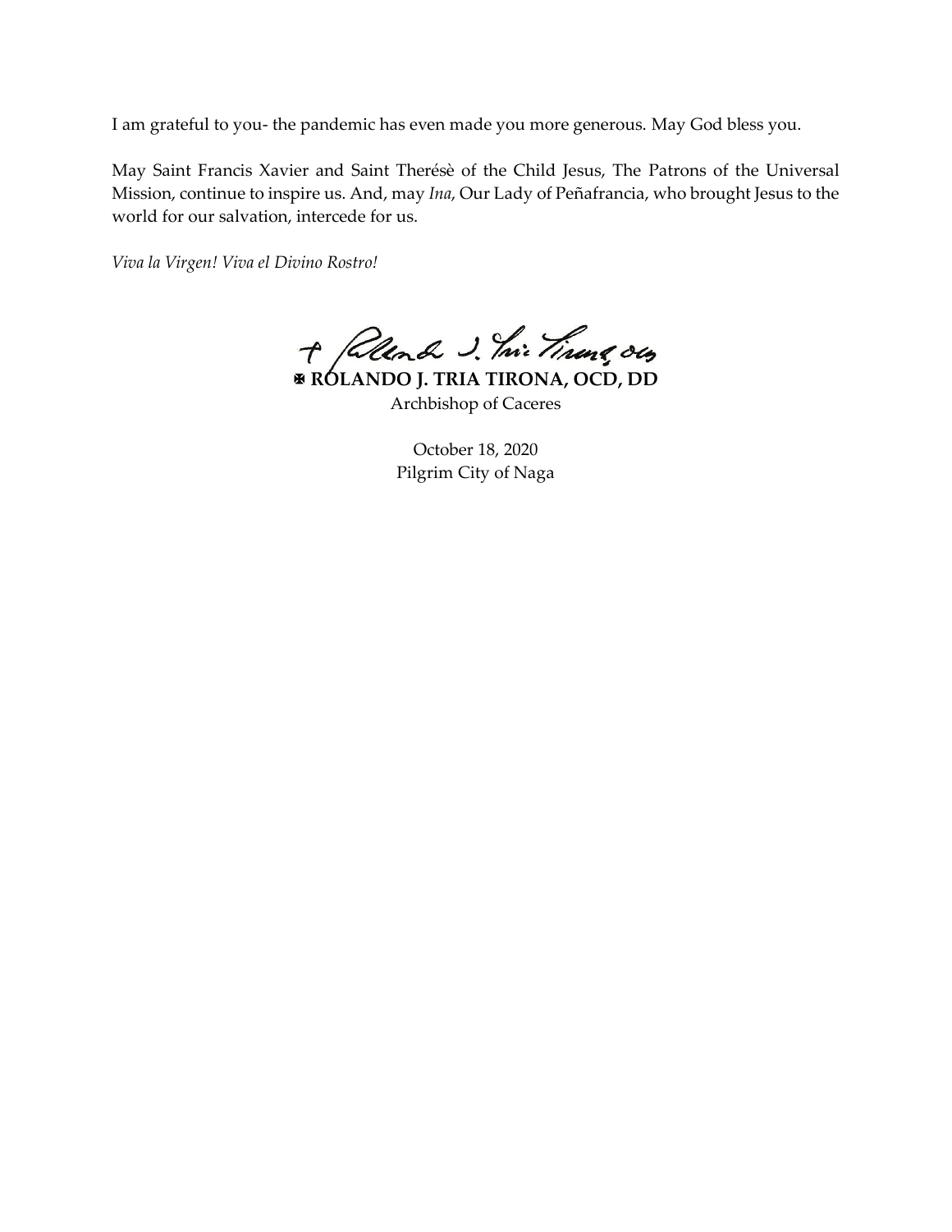I am grateful to you- the pandemic has even made you more generous. May God bless you.

May Saint Francis Xavier and Saint Therésè of the Child Jesus, The Patrons of the Universal Mission, continue to inspire us. And, may *Ina*, Our Lady of Peñafrancia, who brought Jesus to the world for our salvation, intercede for us.

*Viva la Virgen! Viva el Divino Rostro!*

✠ **ROLANDO J. TRIA TIRONA, OCD, DD**
Archbishop of Caceres

October 18, 2020
Pilgrim City of Naga